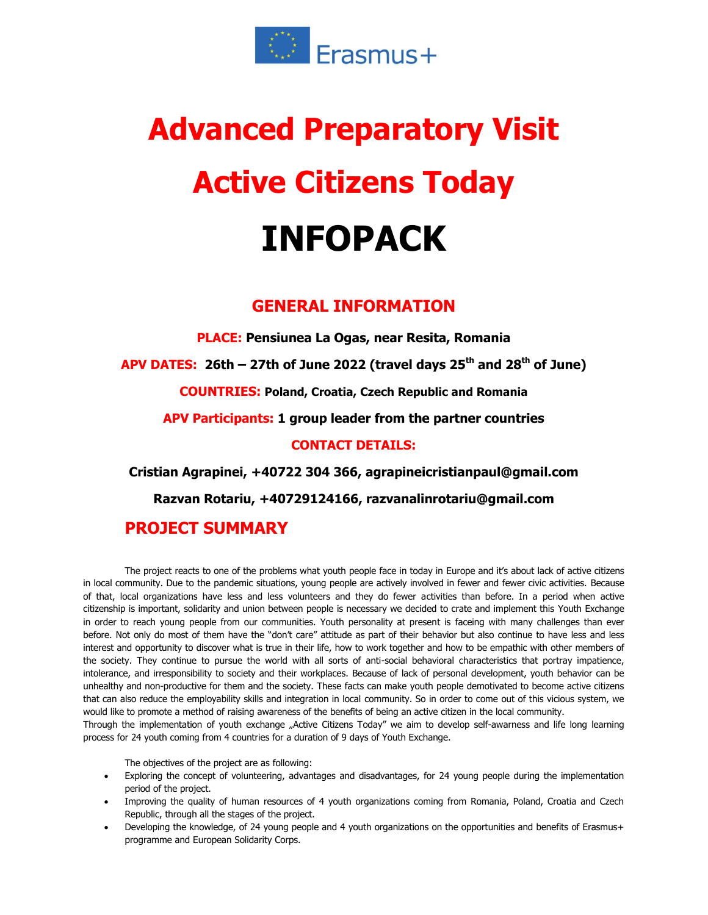Erasmus+

# Advanced Preparatory Visit

# Active Citizens Today

# INFOPACK

## GENERAL INFORMATION

**PLACE: Pensiunea La Ogas, near Resita, Romania**

**APV DATES: 26th – 27th of June 2022 (travel days 25th and 28th of June)**

**COUNTRIES: Poland, Croatia, Czech Republic and Romania**

**APV Participants: 1 group leader from the partner countries**

**CONTACT DETAILS:**

**Cristian Agrapinei, +40722 304 366, agrapineicristianpaul@gmail.com**

**Razvan Rotariu, +40729124166, razvanalinrotariu@gmail.com**

## PROJECT SUMMARY

The project reacts to one of the problems what youth people face in today in Europe and it's about lack of active citizens in local community. Due to the pandemic situations, young people are actively involved in fewer and fewer civic activities. Because of that, local organizations have less and less volunteers and they do fewer activities than before. In a period when active citizenship is important, solidarity and union between people is necessary we decided to crate and implement this Youth Exchange in order to reach young people from our communities. Youth personality at present is faceing with many challenges than ever before. Not only do most of them have the "don't care" attitude as part of their behavior but also continue to have less and less interest and opportunity to discover what is true in their life, how to work together and how to be empathic with other members of the society. They continue to pursue the world with all sorts of anti-social behavioral characteristics that portray impatience, intolerance, and irresponsibility to society and their workplaces. Because of lack of personal development, youth behavior can be unhealthy and non-productive for them and the society. These facts can make youth people demotivated to become active citizens that can also reduce the employability skills and integration in local community. So in order to come out of this vicious system, we would like to promote a method of raising awareness of the benefits of being an active citizen in the local community.
Through the implementation of youth exchange „Active Citizens Today" we aim to develop self-awarness and life long learning process for 24 youth coming from 4 countries for a duration of 9 days of Youth Exchange.

The objectives of the project are as following:

- Exploring the concept of volunteering, advantages and disadvantages, for 24 young people during the implementation period of the project.
- Improving the quality of human resources of 4 youth organizations coming from Romania, Poland, Croatia and Czech Republic, through all the stages of the project.
- Developing the knowledge, of 24 young people and 4 youth organizations on the opportunities and benefits of Erasmus+ programme and European Solidarity Corps.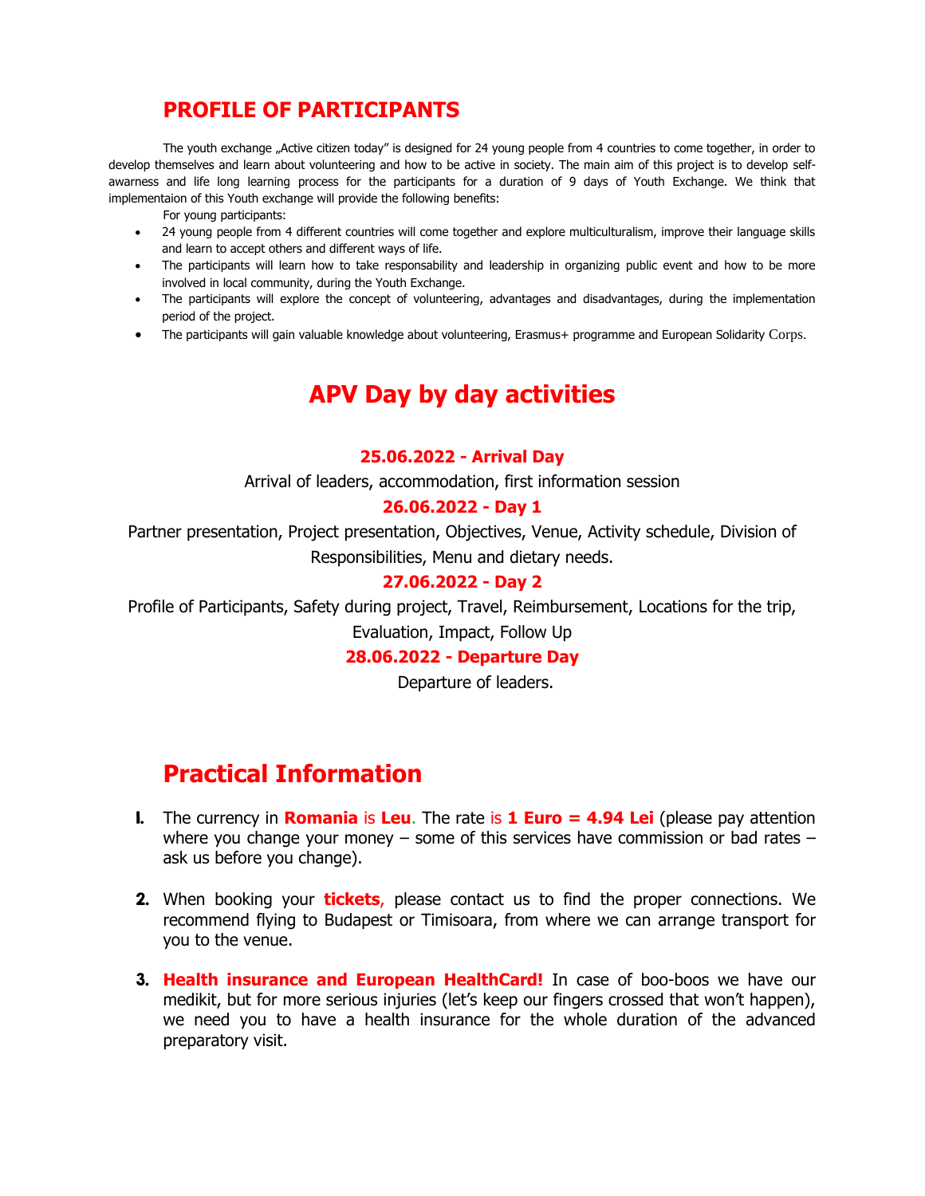## PROFILE OF PARTICIPANTS

The youth exchange „Active citizen today" is designed for 24 young people from 4 countries to come together, in order to develop themselves and learn about volunteering and how to be active in society. The main aim of this project is to develop self-awarness and life long learning process for the participants for a duration of 9 days of Youth Exchange. We think that implementaion of this Youth exchange will provide the following benefits:

For young participants:

- 24 young people from 4 different countries will come together and explore multiculturalism, improve their language skills and learn to accept others and different ways of life.
- The participants will learn how to take responsability and leadership in organizing public event and how to be more involved in local community, during the Youth Exchange.
- The participants will explore the concept of volunteering, advantages and disadvantages, during the implementation period of the project.
- The participants will gain valuable knowledge about volunteering, Erasmus+ programme and European Solidarity Corps.

## APV Day by day activities

**25.06.2022 - Arrival Day**

Arrival of leaders, accommodation, first information session

**26.06.2022 - Day 1**

Partner presentation, Project presentation, Objectives, Venue, Activity schedule, Division of Responsibilities, Menu and dietary needs.

**27.06.2022 - Day 2**

Profile of Participants, Safety during project, Travel, Reimbursement, Locations for the trip, Evaluation, Impact, Follow Up

**28.06.2022 - Departure Day**

Departure of leaders.

## Practical Information

1. The currency in **Romania** is **Leu**. The rate is **1 Euro = 4.94 Lei** (please pay attention where you change your money – some of this services have commission or bad rates – ask us before you change).

2. When booking your **tickets**, please contact us to find the proper connections. We recommend flying to Budapest or Timisoara, from where we can arrange transport for you to the venue.

3. **Health insurance and European HealthCard!** In case of boo-boos we have our medikit, but for more serious injuries (let's keep our fingers crossed that won't happen), we need you to have a health insurance for the whole duration of the advanced preparatory visit.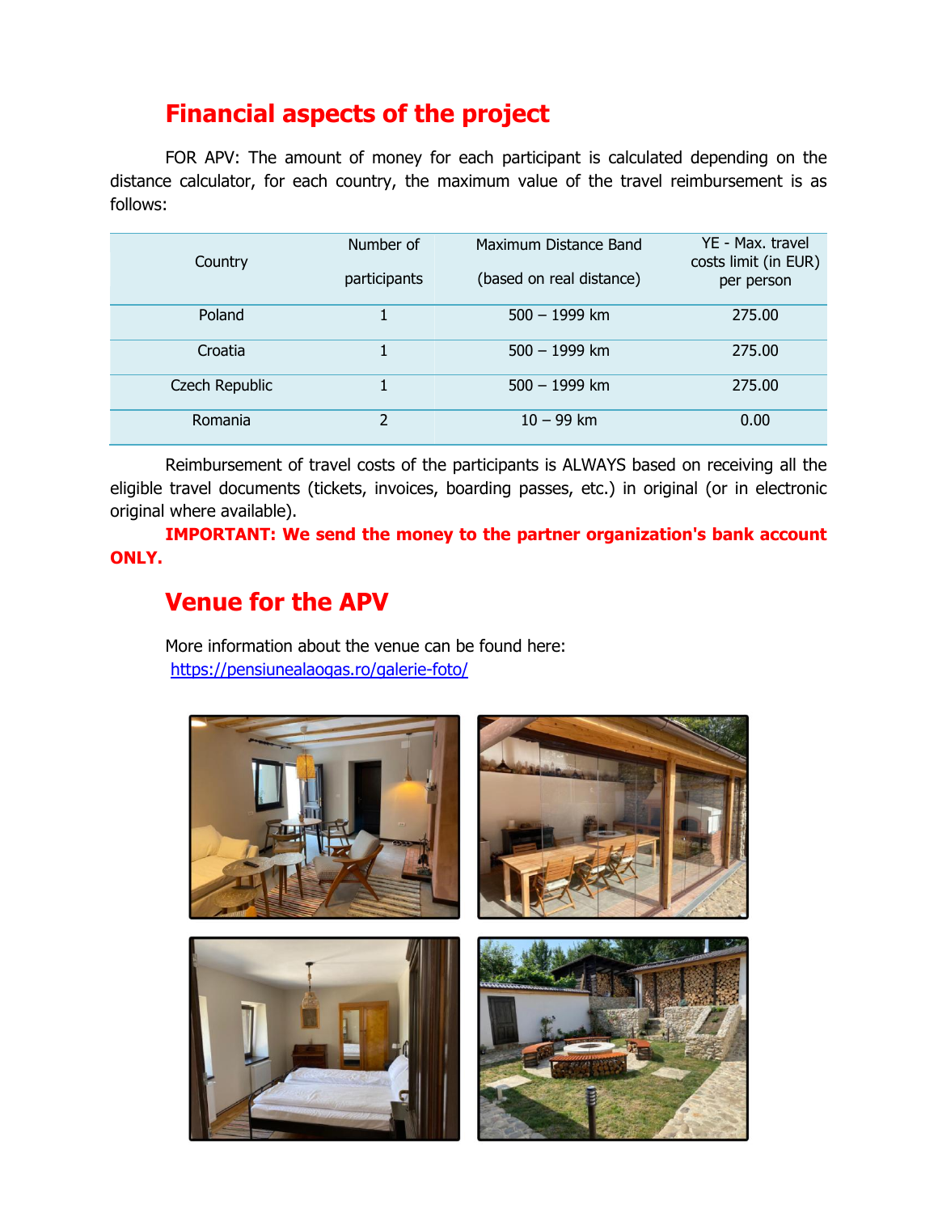## Financial aspects of the project

FOR APV: The amount of money for each participant is calculated depending on the distance calculator, for each country, the maximum value of the travel reimbursement is as follows:

| Country | Number of participants | Maximum Distance Band (based on real distance) | YE - Max. travel costs limit (in EUR) per person |
|---|---|---|---|
| Poland | 1 | 500 – 1999 km | 275.00 |
| Croatia | 1 | 500 – 1999 km | 275.00 |
| Czech Republic | 1 | 500 – 1999 km | 275.00 |
| Romania | 2 | 10 – 99 km | 0.00 |

Reimbursement of travel costs of the participants is ALWAYS based on receiving all the eligible travel documents (tickets, invoices, boarding passes, etc.) in original (or in electronic original where available).

**IMPORTANT: We send the money to the partner organization's bank account ONLY.**

## Venue for the APV

More information about the venue can be found here:
https://pensiunealaogas.ro/galerie-foto/